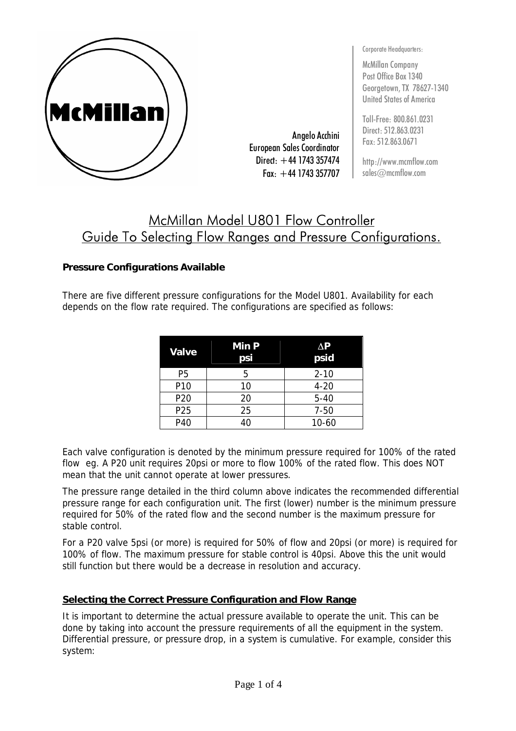Angelo Acchini
European Sales Coordinator
Direct: +44 1743 357474
Fax: +44 1743 357707

Corporate Headquarters:

McMillan Company
Post Office Box 1340
Georgetown, TX 78627-1340
United States of America

Toll-Free: 800.861.0231
Direct: 512.863.0231
Fax: 512.863.0671

http://www.mcmflow.com
sales@mcmflow.com

# McMillan Model U801 Flow Controller Guide To Selecting Flow Ranges and Pressure Configurations.

**Pressure Configurations Available**

There are five different pressure configurations for the Model U801. Availability for each depends on the flow rate required. The configurations are specified as follows:

| Valve | Min P psi | $\Delta$P psid |
|---|---|---|
| P5 | 5 | 2-10 |
| P10 | 10 | 4-20 |
| P20 | 20 | 5-40 |
| P25 | 25 | 7-50 |
| P40 | 40 | 10-60 |

Each valve configuration is denoted by the minimum pressure required for 100% of the rated flow eg. A P20 unit requires 20psi or more to flow 100% of the rated flow. This does NOT mean that the unit cannot operate at lower pressures.

The pressure range detailed in the third column above indicates the recommended differential pressure range for each configuration unit. The first (lower) number is the minimum pressure required for 50% of the rated flow and the second number is the maximum pressure for stable control.

For a P20 valve 5psi (or more) is required for 50% of flow and 20psi (or more) is required for 100% of flow. The maximum pressure for stable control is 40psi. Above this the unit would still function but there would be a decrease in resolution and accuracy.

## Selecting the Correct Pressure Configuration and Flow Range

It is important to determine the actual pressure available to operate the unit. This can be done by taking into account the pressure requirements of all the equipment in the system. Differential pressure, or pressure drop, in a system is cumulative. For example, consider this system: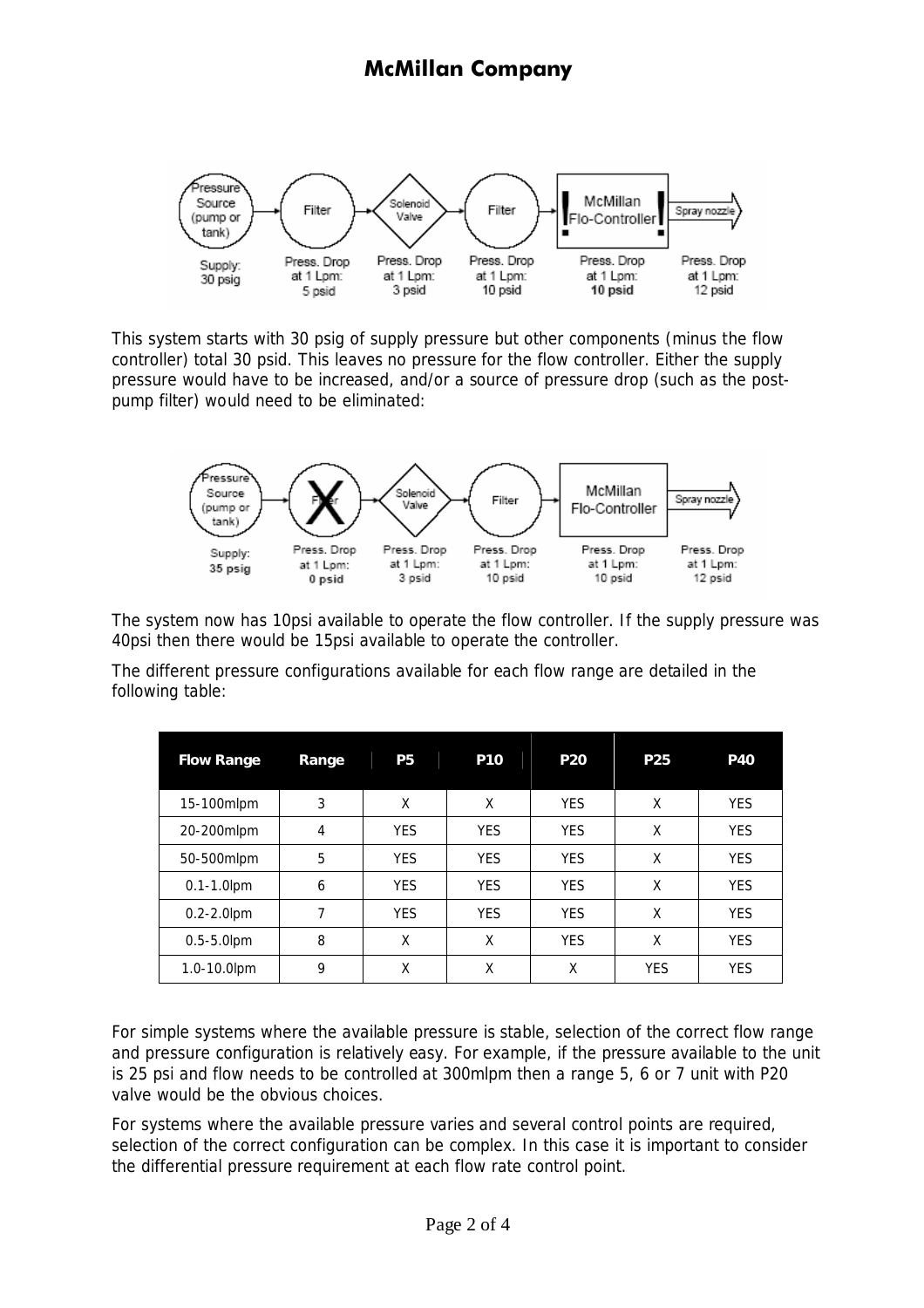# McMillan Company

| Pressure Source (pump or tank) | Filter | Solenoid Valve | Filter | McMillan Flo-Controller | Spray nozzle |
|---|---|---|---|---|---|
| Supply: 30 psig | Press. Drop at 1 Lpm: 5 psid | Press. Drop at 1 Lpm: 3 psid | Press. Drop at 1 Lpm: 10 psid | Press. Drop at 1 Lpm: **10 psid** | Press. Drop at 1 Lpm: 12 psid |

This system starts with 30 psig of supply pressure but other components (minus the flow controller) total 30 psid. This leaves no pressure for the flow controller. Either the supply pressure would have to be increased, and/or a source of pressure drop (such as the post-pump filter) would need to be eliminated:

| Pressure Source (pump or tank) | Filter (X) | Solenoid Valve | Filter | McMillan Flo-Controller | Spray nozzle |
|---|---|---|---|---|---|
| Supply: **35 psig** | Press. Drop at 1 Lpm: **0 psid** | Press. Drop at 1 Lpm: 3 psid | Press. Drop at 1 Lpm: 10 psid | Press. Drop at 1 Lpm: 10 psid | Press. Drop at 1 Lpm: 12 psid |

The system now has 10psi available to operate the flow controller. If the supply pressure was 40psi then there would be 15psi available to operate the controller.

The different pressure configurations available for each flow range are detailed in the following table:

| Flow Range | Range | P5 | P10 | P20 | P25 | P40 |
|---|---|---|---|---|---|---|
| 15-100mlpm | 3 | X | X | YES | X | YES |
| 20-200mlpm | 4 | YES | YES | YES | X | YES |
| 50-500mlpm | 5 | YES | YES | YES | X | YES |
| 0.1-1.0lpm | 6 | YES | YES | YES | X | YES |
| 0.2-2.0lpm | 7 | YES | YES | YES | X | YES |
| 0.5-5.0lpm | 8 | X | X | YES | X | YES |
| 1.0-10.0lpm | 9 | X | X | X | YES | YES |

For simple systems where the available pressure is stable, selection of the correct flow range and pressure configuration is relatively easy. For example, if the pressure available to the unit is 25 psi and flow needs to be controlled at 300mlpm then a range 5, 6 or 7 unit with P20 valve would be the obvious choices.

For systems where the available pressure varies and several control points are required, selection of the correct configuration can be complex. In this case it is important to consider the differential pressure requirement at each flow rate control point.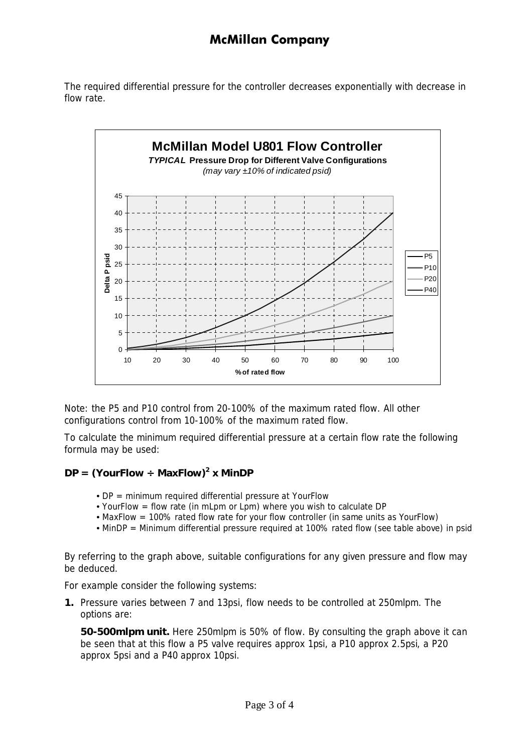The required differential pressure for the controller decreases exponentially with decrease in flow rate.

**McMillan Model U801 Flow Controller**

***TYPICAL* Pressure Drop for Different Valve Configurations**

*(may vary ±10% of indicated psid)*

Note: the P5 and P10 control from 20-100% of the maximum rated flow. All other configurations control from 10-100% of the maximum rated flow.

To calculate the minimum required differential pressure at a certain flow rate the following formula may be used:

$$DP = (YourFlow \div MaxFlow)^2 \times MinDP$$

- DP = minimum required differential pressure at YourFlow
- YourFlow = flow rate (in mLpm or Lpm) where you wish to calculate DP
- MaxFlow = 100% rated flow rate for your flow controller (in same units as YourFlow)
- MinDP = Minimum differential pressure required at 100% rated flow (see table above) in psid

By referring to the graph above, suitable configurations for any given pressure and flow may be deduced.

For example consider the following systems:

1. Pressure varies between 7 and 13psi, flow needs to be controlled at 250mlpm. The options are:

   **50-500mlpm unit.** Here 250mlpm is 50% of flow. By consulting the graph above it can be seen that at this flow a P5 valve requires approx 1psi, a P10 approx 2.5psi, a P20 approx 5psi and a P40 approx 10psi.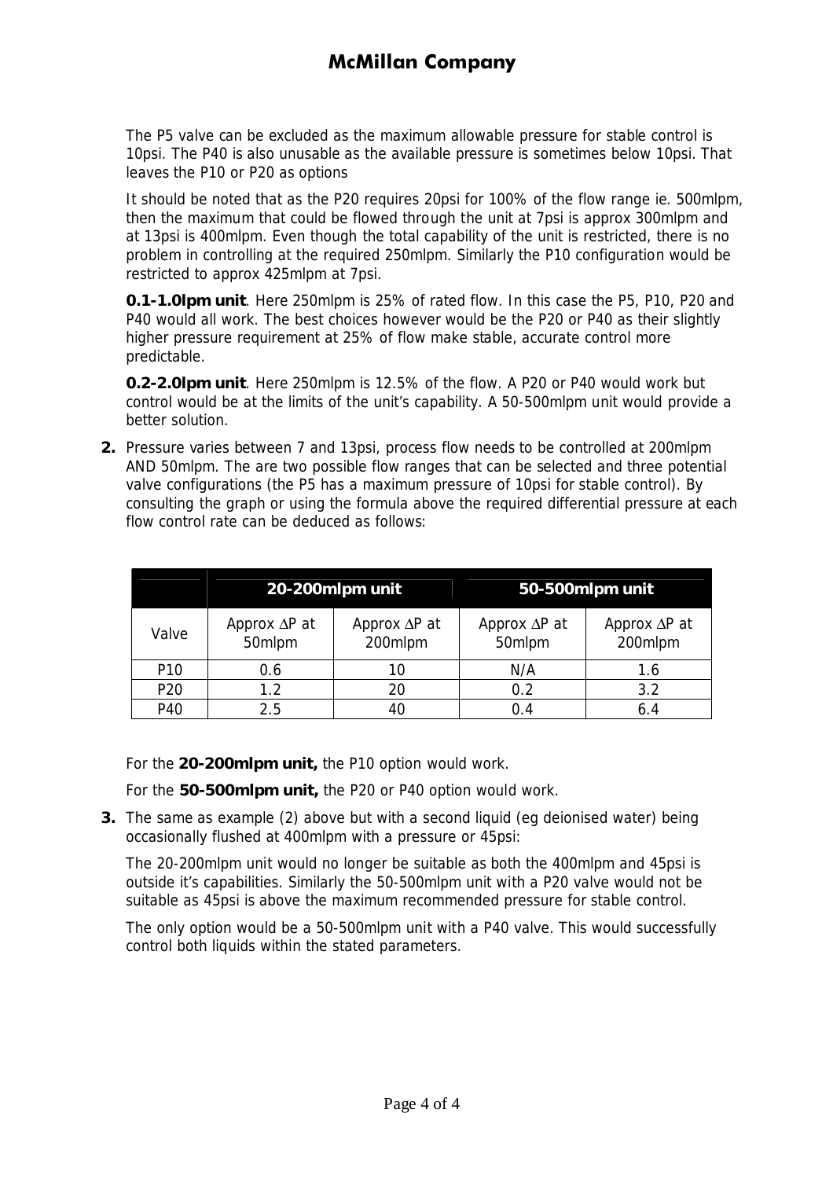The P5 valve can be excluded as the maximum allowable pressure for stable control is 10psi. The P40 is also unusable as the available pressure is sometimes below 10psi. That leaves the P10 or P20 as options

It should be noted that as the P20 requires 20psi for 100% of the flow range ie. 500mlpm, then the maximum that could be flowed through the unit at 7psi is approx 300mlpm and at 13psi is 400mlpm. Even though the total capability of the unit is restricted, there is no problem in controlling at the required 250mlpm. Similarly the P10 configuration would be restricted to approx 425mlpm at 7psi.

**0.1-1.0lpm unit**. Here 250mlpm is 25% of rated flow. In this case the P5, P10, P20 and P40 would all work. The best choices however would be the P20 or P40 as their slightly higher pressure requirement at 25% of flow make stable, accurate control more predictable.

**0.2-2.0lpm unit**. Here 250mlpm is 12.5% of the flow. A P20 or P40 would work but control would be at the limits of the unit's capability. A 50-500mlpm unit would provide a better solution.

**2.** Pressure varies between 7 and 13psi, process flow needs to be controlled at 200mlpm AND 50mlpm. The are two possible flow ranges that can be selected and three potential valve configurations (the P5 has a maximum pressure of 10psi for stable control). By consulting the graph or using the formula above the required differential pressure at each flow control rate can be deduced as follows:

| | 20-200mlpm unit | | 50-500mlpm unit | |
|---|---|---|---|---|
| Valve | Approx $\Delta$P at 50mlpm | Approx $\Delta$P at 200mlpm | Approx $\Delta$P at 50mlpm | Approx $\Delta$P at 200mlpm |
| P10 | 0.6 | 10 | N/A | 1.6 |
| P20 | 1.2 | 20 | 0.2 | 3.2 |
| P40 | 2.5 | 40 | 0.4 | 6.4 |

For the **20-200mlpm unit,** the P10 option would work.

For the **50-500mlpm unit,** the P20 or P40 option would work.

**3.** The same as example (2) above but with a second liquid (eg deionised water) being occasionally flushed at 400mlpm with a pressure or 45psi:

The 20-200mlpm unit would no longer be suitable as both the 400mlpm and 45psi is outside it's capabilities. Similarly the 50-500mlpm unit with a P20 valve would not be suitable as 45psi is above the maximum recommended pressure for stable control.

The only option would be a 50-500mlpm unit with a P40 valve. This would successfully control both liquids within the stated parameters.